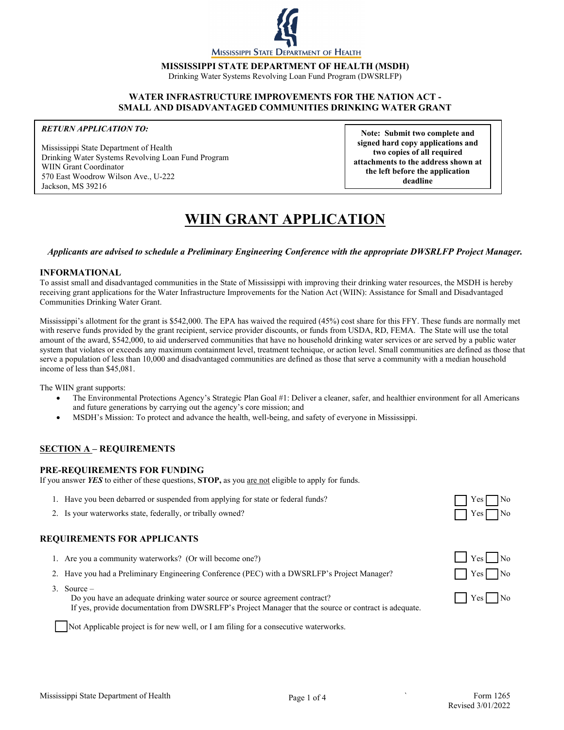**MISSISSIPPI STATE DEPARTMENT OF HEALTH (MSDH)**
Drinking Water Systems Revolving Loan Fund Program (DWSRLFP)

**WATER INFRASTRUCTURE IMPROVEMENTS FOR THE NATION ACT - SMALL AND DISADVANTAGED COMMUNITIES DRINKING WATER GRANT**

***RETURN APPLICATION TO:***

Mississippi State Department of Health
Drinking Water Systems Revolving Loan Fund Program
WIIN Grant Coordinator
570 East Woodrow Wilson Ave., U-222
Jackson, MS 39216

**Note: Submit two complete and signed hard copy applications and two copies of all required attachments to the address shown at the left before the application deadline**

# WIIN GRANT APPLICATION

***Applicants are advised to schedule a Preliminary Engineering Conference with the appropriate DWSRLFP Project Manager.***

## INFORMATIONAL

To assist small and disadvantaged communities in the State of Mississippi with improving their drinking water resources, the MSDH is hereby receiving grant applications for the Water Infrastructure Improvements for the Nation Act (WIIN): Assistance for Small and Disadvantaged Communities Drinking Water Grant.

Mississippi's allotment for the grant is $542,000. The EPA has waived the required (45%) cost share for this FFY. These funds are normally met with reserve funds provided by the grant recipient, service provider discounts, or funds from USDA, RD, FEMA. The State will use the total amount of the award, $542,000, to aid underserved communities that have no household drinking water services or are served by a public water system that violates or exceeds any maximum containment level, treatment technique, or action level. Small communities are defined as those that serve a population of less than 10,000 and disadvantaged communities are defined as those that serve a community with a median household income of less than $45,081.

The WIIN grant supports:

- The Environmental Protections Agency's Strategic Plan Goal #1: Deliver a cleaner, safer, and healthier environment for all Americans and future generations by carrying out the agency's core mission; and
- MSDH's Mission: To protect and advance the health, well-being, and safety of everyone in Mississippi.

## SECTION A – REQUIREMENTS

### PRE-REQUIREMENTS FOR FUNDING

If you answer ***YES*** to either of these questions, **STOP,** as you are not eligible to apply for funds.

1. Have you been debarred or suspended from applying for state or federal funds? ☐ Yes ☐ No
2. Is your waterworks state, federally, or tribally owned? ☐ Yes ☐ No

### REQUIREMENTS FOR APPLICANTS

1. Are you a community waterworks? (Or will become one?) ☐ Yes ☐ No
2. Have you had a Preliminary Engineering Conference (PEC) with a DWSRLFP's Project Manager? ☐ Yes ☐ No
3. Source –
   Do you have an adequate drinking water source or source agreement contract? ☐ Yes ☐ No
   If yes, provide documentation from DWSRLFP's Project Manager that the source or contract is adequate.

☐ Not Applicable project is for new well, or I am filing for a consecutive waterworks.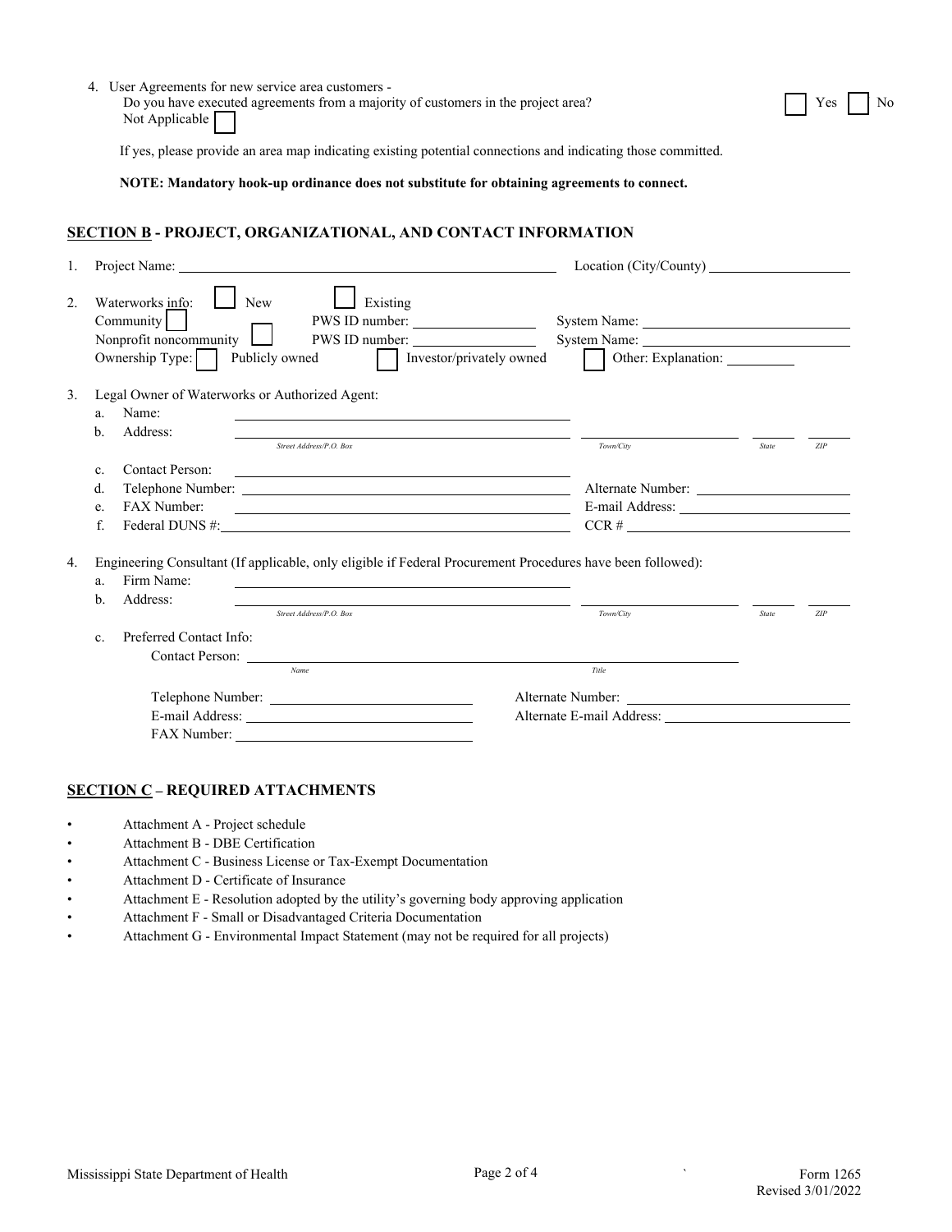4. User Agreements for new service area customers -
   Do you have executed agreements from a majority of customers in the project area? ☐ Yes ☐ No
   Not Applicable ☐

   If yes, please provide an area map indicating existing potential connections and indicating those committed.

   **NOTE: Mandatory hook-up ordinance does not substitute for obtaining agreements to connect.**

## SECTION B - PROJECT, ORGANIZATIONAL, AND CONTACT INFORMATION

1. Project Name: ____________________ Location (City/County) ____________________

2. Waterworks info: ☐ New ☐ Existing
   Community ☐ PWS ID number: ____________ System Name: ____________________
   Nonprofit noncommunity ☐ PWS ID number: ____________ System Name: ____________________
   Ownership Type: ☐ Publicly owned ☐ Investor/privately owned ☐ Other: Explanation: __________

3. Legal Owner of Waterworks or Authorized Agent:
   a. Name: ____________________
   b. Address: ____________________ ____________________ ______ ______
      *Street Address/P.O. Box* *Town/City* *State* *ZIP*
   c. Contact Person: ____________________
   d. Telephone Number: ____________________ Alternate Number: ____________________
   e. FAX Number: ____________________ E-mail Address: ____________________
   f. Federal DUNS #: ____________________ CCR # ____________________

4. Engineering Consultant (If applicable, only eligible if Federal Procurement Procedures have been followed):
   a. Firm Name: ____________________
   b. Address: ____________________ ____________________ ______ ______
      *Street Address/P.O. Box* *Town/City* *State* *ZIP*
   c. Preferred Contact Info:
      Contact Person: ____________________ ____________________
      *Name* *Title*

      Telephone Number: ____________________ Alternate Number: ____________________
      E-mail Address: ____________________ Alternate E-mail Address: ____________________
      FAX Number: ____________________

## SECTION C – REQUIRED ATTACHMENTS

- Attachment A - Project schedule
- Attachment B - DBE Certification
- Attachment C - Business License or Tax-Exempt Documentation
- Attachment D - Certificate of Insurance
- Attachment E - Resolution adopted by the utility's governing body approving application
- Attachment F - Small or Disadvantaged Criteria Documentation
- Attachment G - Environmental Impact Statement (may not be required for all projects)

Mississippi State Department of Health Form 1265
Revised 3/01/2022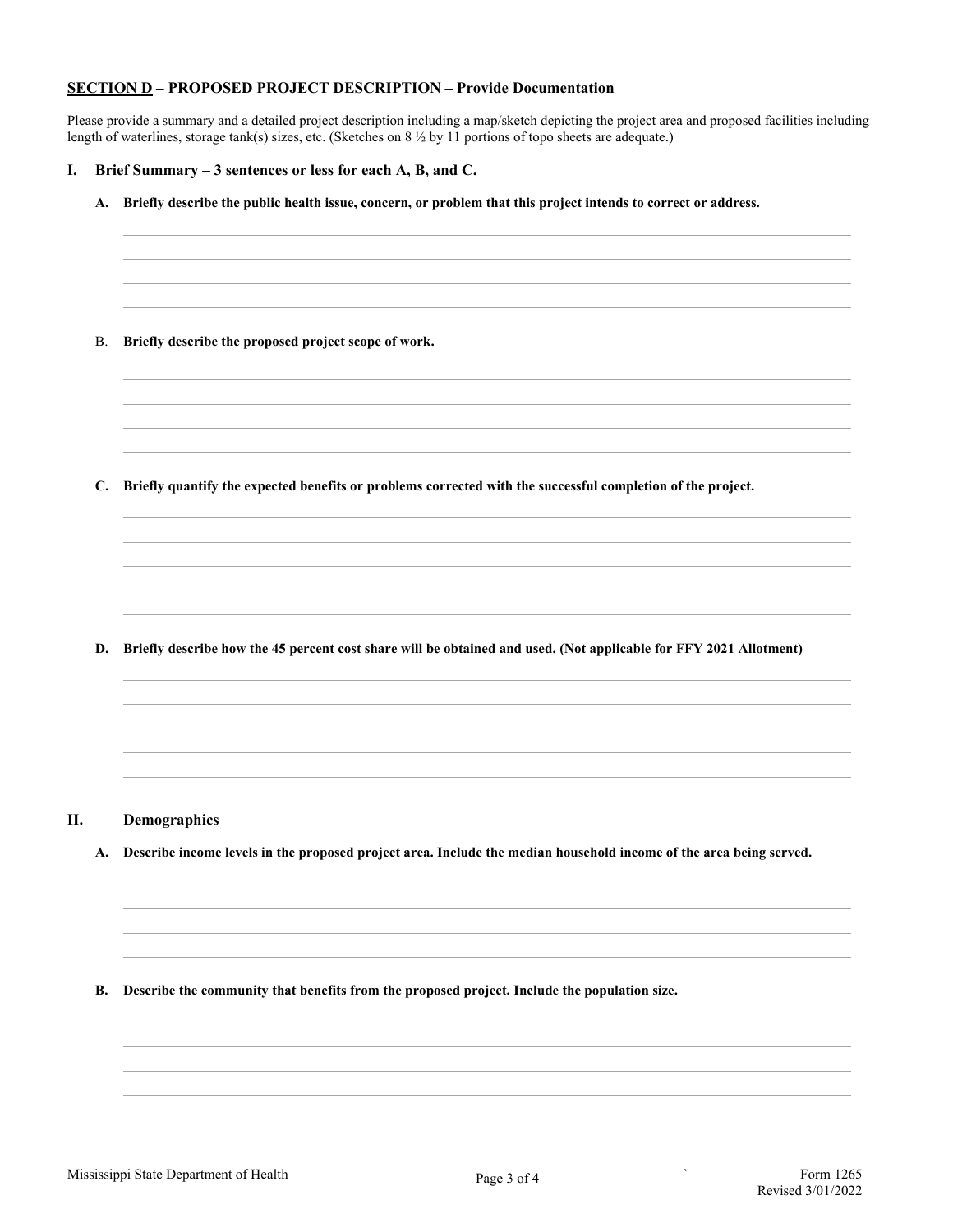## SECTION D – PROPOSED PROJECT DESCRIPTION – Provide Documentation

Please provide a summary and a detailed project description including a map/sketch depicting the project area and proposed facilities including length of waterlines, storage tank(s) sizes, etc. (Sketches on 8 ½ by 11 portions of topo sheets are adequate.)

### I. Brief Summary – 3 sentences or less for each A, B, and C.

**A. Briefly describe the public health issue, concern, or problem that this project intends to correct or address.**

B. **Briefly describe the proposed project scope of work.**

**C. Briefly quantify the expected benefits or problems corrected with the successful completion of the project.**

**D. Briefly describe how the 45 percent cost share will be obtained and used. (Not applicable for FFY 2021 Allotment)**

### II. Demographics

**A. Describe income levels in the proposed project area. Include the median household income of the area being served.**

**B. Describe the community that benefits from the proposed project. Include the population size.**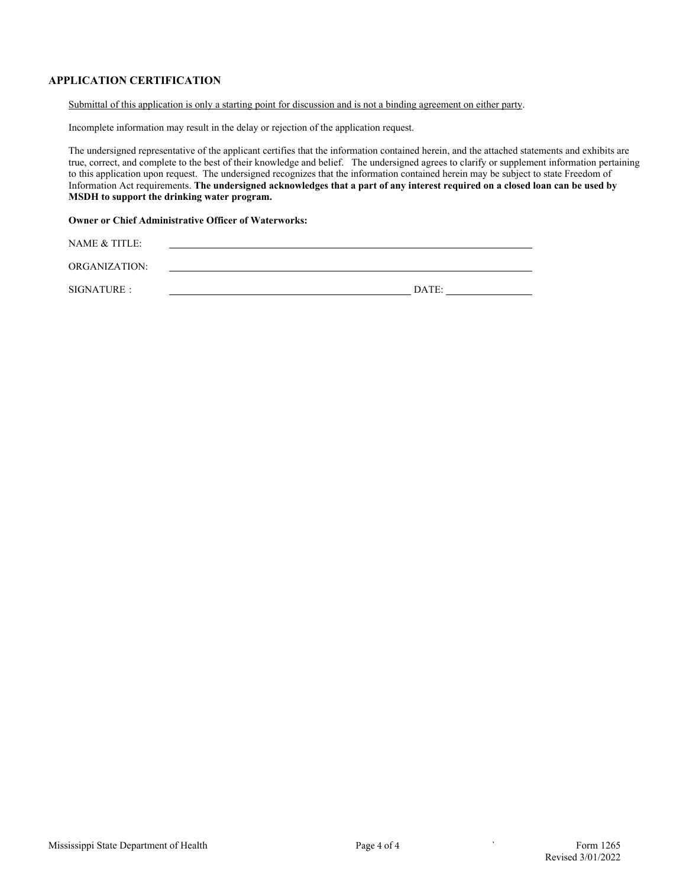## APPLICATION CERTIFICATION

<u>Submittal of this application is only a starting point for discussion and is not a binding agreement on either party</u>.

Incomplete information may result in the delay or rejection of the application request.

The undersigned representative of the applicant certifies that the information contained herein, and the attached statements and exhibits are true, correct, and complete to the best of their knowledge and belief. The undersigned agrees to clarify or supplement information pertaining to this application upon request. The undersigned recognizes that the information contained herein may be subject to state Freedom of Information Act requirements. **The undersigned acknowledges that a part of any interest required on a closed loan can be used by MSDH to support the drinking water program.**

**Owner or Chief Administrative Officer of Waterworks:**

NAME & TITLE: ______________________________________________

ORGANIZATION: ______________________________________________

SIGNATURE : ________________________________ DATE: ____________